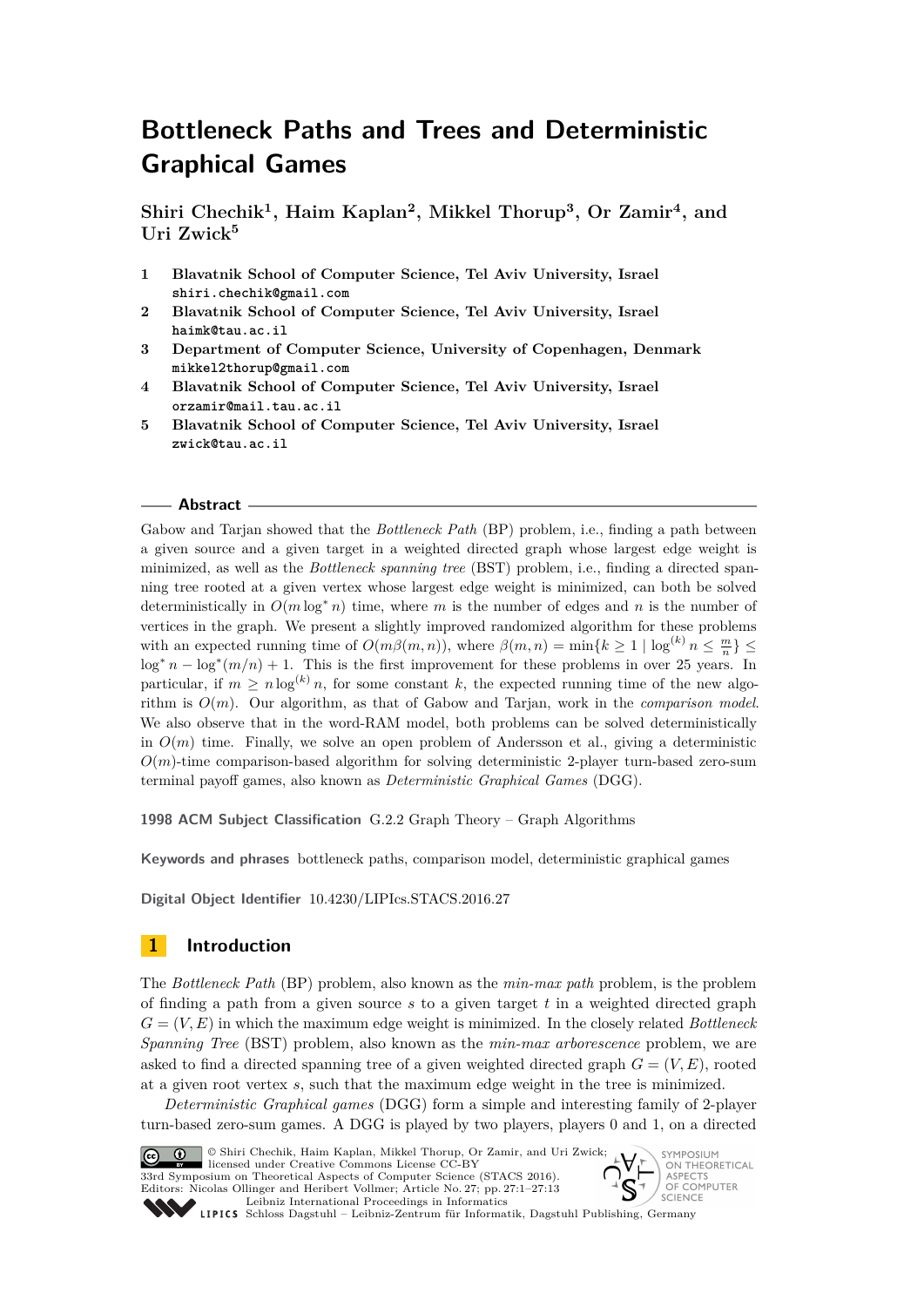# Bottleneck Paths and Trees and Deterministic Graphical Games

**Shiri Chechik[1], Haim Kaplan[2], Mikkel Thorup[3], Or Zamir[4], and Uri Zwick[5]**

1. **Blavatnik School of Computer Science, Tel Aviv University, Israel**
   `shiri.chechik@gmail.com`
2. **Blavatnik School of Computer Science, Tel Aviv University, Israel**
   `haimk@tau.ac.il`
3. **Department of Computer Science, University of Copenhagen, Denmark**
   `mikkel2thorup@gmail.com`
4. **Blavatnik School of Computer Science, Tel Aviv University, Israel**
   `orzamir@mail.tau.ac.il`
5. **Blavatnik School of Computer Science, Tel Aviv University, Israel**
   `zwick@tau.ac.il`

## Abstract

Gabow and Tarjan showed that the *Bottleneck Path* (BP) problem, i.e., finding a path between a given source and a given target in a weighted directed graph whose largest edge weight is minimized, as well as the *Bottleneck spanning tree* (BST) problem, i.e., finding a directed spanning tree rooted at a given vertex whose largest edge weight is minimized, can both be solved deterministically in $O(m \log^* n)$ time, where $m$ is the number of edges and $n$ is the number of vertices in the graph. We present a slightly improved randomized algorithm for these problems with an expected running time of $O(m\beta(m,n))$, where $\beta(m,n) = \min\{k \geq 1 \mid \log^{(k)} n \leq \frac{m}{n}\} \leq \log^* n - \log^*(m/n) + 1$. This is the first improvement for these problems in over 25 years. In particular, if $m \geq n \log^{(k)} n$, for some constant $k$, the expected running time of the new algorithm is $O(m)$. Our algorithm, as that of Gabow and Tarjan, work in the *comparison model*. We also observe that in the word-RAM model, both problems can be solved deterministically in $O(m)$ time. Finally, we solve an open problem of Andersson et al., giving a deterministic $O(m)$-time comparison-based algorithm for solving deterministic 2-player turn-based zero-sum terminal payoff games, also known as *Deterministic Graphical Games* (DGG).

**1998 ACM Subject Classification** G.2.2 Graph Theory – Graph Algorithms

**Keywords and phrases** bottleneck paths, comparison model, deterministic graphical games

**Digital Object Identifier** 10.4230/LIPIcs.STACS.2016.27

## 1 Introduction

The *Bottleneck Path* (BP) problem, also known as the *min-max path* problem, is the problem of finding a path from a given source $s$ to a given target $t$ in a weighted directed graph $G = (V, E)$ in which the maximum edge weight is minimized. In the closely related *Bottleneck Spanning Tree* (BST) problem, also known as the *min-max arborescence* problem, we are asked to find a directed spanning tree of a given weighted directed graph $G = (V, E)$, rooted at a given root vertex $s$, such that the maximum edge weight in the tree is minimized.

*Deterministic Graphical games* (DGG) form a simple and interesting family of 2-player turn-based zero-sum games. A DGG is played by two players, players 0 and 1, on a directed

© Shiri Chechik, Haim Kaplan, Mikkel Thorup, Or Zamir, and Uri Zwick;
licensed under Creative Commons License CC-BY
33rd Symposium on Theoretical Aspects of Computer Science (STACS 2016).
Editors: Nicolas Ollinger and Heribert Vollmer; Article No. 27; pp. 27:1–27:13
Leibniz International Proceedings in Informatics
Schloss Dagstuhl – Leibniz-Zentrum für Informatik, Dagstuhl Publishing, Germany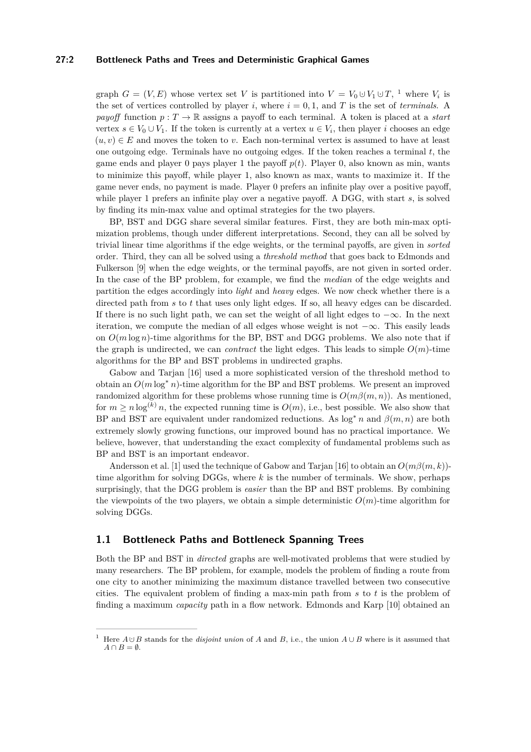graph $G = (V, E)$ whose vertex set $V$ is partitioned into $V = V_0 \uplus V_1 \uplus T$, [1] where $V_i$ is the set of vertices controlled by player $i$, where $i = 0, 1$, and $T$ is the set of *terminals*. A *payoff* function $p : T \to \mathbb{R}$ assigns a payoff to each terminal. A token is placed at a *start* vertex $s \in V_0 \cup V_1$. If the token is currently at a vertex $u \in V_i$, then player $i$ chooses an edge $(u, v) \in E$ and moves the token to $v$. Each non-terminal vertex is assumed to have at least one outgoing edge. Terminals have no outgoing edges. If the token reaches a terminal $t$, the game ends and player 0 pays player 1 the payoff $p(t)$. Player 0, also known as min, wants to minimize this payoff, while player 1, also known as max, wants to maximize it. If the game never ends, no payment is made. Player 0 prefers an infinite play over a positive payoff, while player 1 prefers an infinite play over a negative payoff. A DGG, with start $s$, is solved by finding its min-max value and optimal strategies for the two players.

BP, BST and DGG share several similar features. First, they are both min-max optimization problems, though under different interpretations. Second, they can all be solved by trivial linear time algorithms if the edge weights, or the terminal payoffs, are given in *sorted* order. Third, they can all be solved using a *threshold method* that goes back to Edmonds and Fulkerson [9] when the edge weights, or the terminal payoffs, are not given in sorted order. In the case of the BP problem, for example, we find the *median* of the edge weights and partition the edges accordingly into *light* and *heavy* edges. We now check whether there is a directed path from $s$ to $t$ that uses only light edges. If so, all heavy edges can be discarded. If there is no such light path, we can set the weight of all light edges to $-\infty$. In the next iteration, we compute the median of all edges whose weight is not $-\infty$. This easily leads on $O(m \log n)$-time algorithms for the BP, BST and DGG problems. We also note that if the graph is undirected, we can *contract* the light edges. This leads to simple $O(m)$-time algorithms for the BP and BST problems in undirected graphs.

Gabow and Tarjan [16] used a more sophisticated version of the threshold method to obtain an $O(m \log^* n)$-time algorithm for the BP and BST problems. We present an improved randomized algorithm for these problems whose running time is $O(m\beta(m, n))$. As mentioned, for $m \geq n \log^{(k)} n$, the expected running time is $O(m)$, i.e., best possible. We also show that BP and BST are equivalent under randomized reductions. As $\log^* n$ and $\beta(m, n)$ are both extremely slowly growing functions, our improved bound has no practical importance. We believe, however, that understanding the exact complexity of fundamental problems such as BP and BST is an important endeavor.

Andersson et al. [1] used the technique of Gabow and Tarjan [16] to obtain an $O(m\beta(m, k))$-time algorithm for solving DGGs, where $k$ is the number of terminals. We show, perhaps surprisingly, that the DGG problem is *easier* than the BP and BST problems. By combining the viewpoints of the two players, we obtain a simple deterministic $O(m)$-time algorithm for solving DGGs.

## 1.1 Bottleneck Paths and Bottleneck Spanning Trees

Both the BP and BST in *directed* graphs are well-motivated problems that were studied by many researchers. The BP problem, for example, models the problem of finding a route from one city to another minimizing the maximum distance travelled between two consecutive cities. The equivalent problem of finding a max-min path from $s$ to $t$ is the problem of finding a maximum *capacity* path in a flow network. Edmonds and Karp [10] obtained an

---

[1] Here $A \uplus B$ stands for the *disjoint union* of $A$ and $B$, i.e., the union $A \cup B$ where is it assumed that $A \cap B = \emptyset$.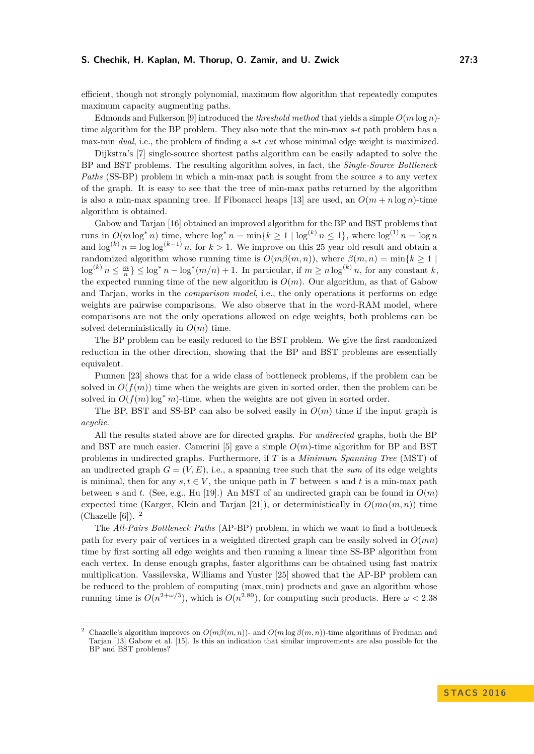efficient, though not strongly polynomial, maximum flow algorithm that repeatedly computes maximum capacity augmenting paths.

Edmonds and Fulkerson [9] introduced the *threshold method* that yields a simple $O(m \log n)$-time algorithm for the BP problem. They also note that the min-max $s$-$t$ path problem has a max-min *dual*, i.e., the problem of finding a $s$-$t$ *cut* whose minimal edge weight is maximized.

Dijkstra's [7] single-source shortest paths algorithm can be easily adapted to solve the BP and BST problems. The resulting algorithm solves, in fact, the *Single-Source Bottleneck Paths* (SS-BP) problem in which a min-max path is sought from the source $s$ to any vertex of the graph. It is easy to see that the tree of min-max paths returned by the algorithm is also a min-max spanning tree. If Fibonacci heaps [13] are used, an $O(m + n \log n)$-time algorithm is obtained.

Gabow and Tarjan [16] obtained an improved algorithm for the BP and BST problems that runs in $O(m \log^* n)$ time, where $\log^* n = \min\{k \geq 1 \mid \log^{(k)} n \leq 1\}$, where $\log^{(1)} n = \log n$ and $\log^{(k)} n = \log \log^{(k-1)} n$, for $k > 1$. We improve on this 25 year old result and obtain a randomized algorithm whose running time is $O(m\beta(m,n))$, where $\beta(m,n) = \min\{k \geq 1 \mid \log^{(k)} n \leq \frac{m}{n}\} \leq \log^* n - \log^*(m/n) + 1$. In particular, if $m \geq n \log^{(k)} n$, for any constant $k$, the expected running time of the new algorithm is $O(m)$. Our algorithm, as that of Gabow and Tarjan, works in the *comparison model*, i.e., the only operations it performs on edge weights are pairwise comparisons. We also observe that in the word-RAM model, where comparisons are not the only operations allowed on edge weights, both problems can be solved deterministically in $O(m)$ time.

The BP problem can be easily reduced to the BST problem. We give the first randomized reduction in the other direction, showing that the BP and BST problems are essentially equivalent.

Punnen [23] shows that for a wide class of bottleneck problems, if the problem can be solved in $O(f(m))$ time when the weights are given in sorted order, then the problem can be solved in $O(f(m) \log^* m)$-time, when the weights are not given in sorted order.

The BP, BST and SS-BP can also be solved easily in $O(m)$ time if the input graph is *acyclic*.

All the results stated above are for directed graphs. For *undirected* graphs, both the BP and BST are much easier. Camerini [5] gave a simple $O(m)$-time algorithm for BP and BST problems in undirected graphs. Furthermore, if $T$ is a *Minimum Spanning Tree* (MST) of an undirected graph $G = (V, E)$, i.e., a spanning tree such that the *sum* of its edge weights is minimal, then for any $s, t \in V$, the unique path in $T$ between $s$ and $t$ is a min-max path between $s$ and $t$. (See, e.g., Hu [19].) An MST of an undirected graph can be found in $O(m)$ expected time (Karger, Klein and Tarjan [21]), or deterministically in $O(m\alpha(m,n))$ time (Chazelle [6]). [2]

The *All-Pairs Bottleneck Paths* (AP-BP) problem, in which we want to find a bottleneck path for every pair of vertices in a weighted directed graph can be easily solved in $O(mn)$ time by first sorting all edge weights and then running a linear time SS-BP algorithm from each vertex. In dense enough graphs, faster algorithms can be obtained using fast matrix multiplication. Vassilevska, Williams and Yuster [25] showed that the AP-BP problem can be reduced to the problem of computing $(\max, \min)$ products and gave an algorithm whose running time is $O(n^{2+\omega/3})$, which is $O(n^{2.80})$, for computing such products. Here $\omega < 2.38$

---

[2] Chazelle's algorithm improves on $O(m\beta(m,n))$- and $O(m \log \beta(m,n))$-time algorithms of Fredman and Tarjan [13] Gabow et al. [15]. Is this an indication that similar improvements are also possible for the BP and BST problems?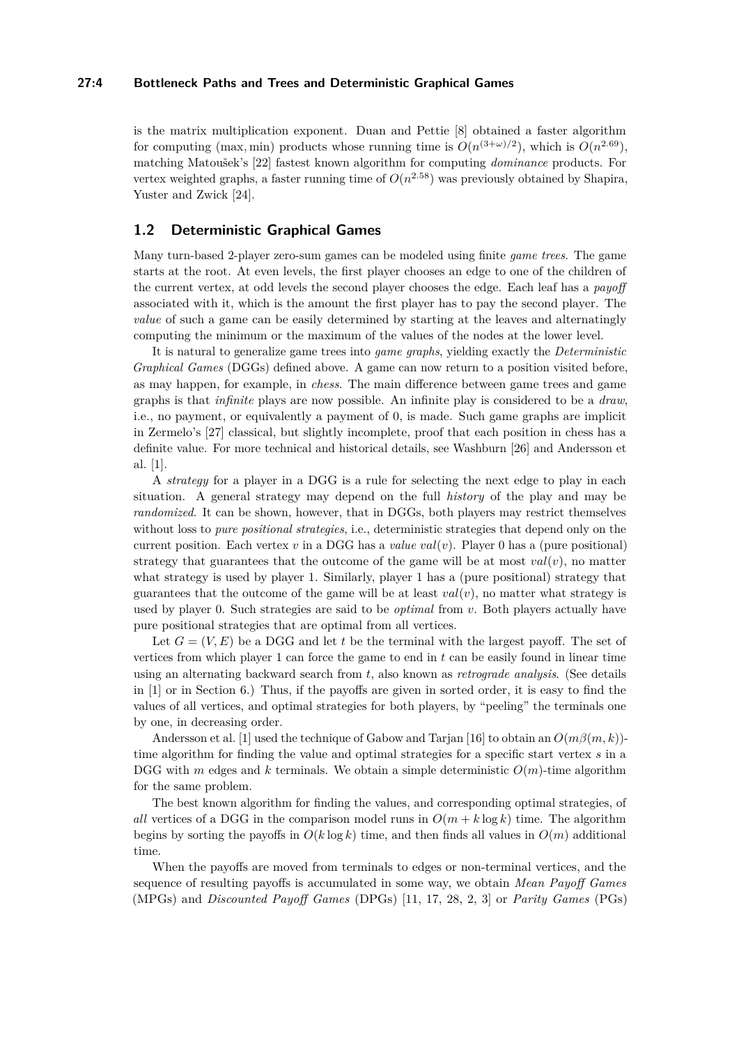is the matrix multiplication exponent. Duan and Pettie [8] obtained a faster algorithm for computing $(\max, \min)$ products whose running time is $O(n^{(3+\omega)/2})$, which is $O(n^{2.69})$, matching Matoušek's [22] fastest known algorithm for computing *dominance* products. For vertex weighted graphs, a faster running time of $O(n^{2.58})$ was previously obtained by Shapira, Yuster and Zwick [24].

## 1.2 Deterministic Graphical Games

Many turn-based 2-player zero-sum games can be modeled using finite *game trees*. The game starts at the root. At even levels, the first player chooses an edge to one of the children of the current vertex, at odd levels the second player chooses the edge. Each leaf has a *payoff* associated with it, which is the amount the first player has to pay the second player. The *value* of such a game can be easily determined by starting at the leaves and alternatingly computing the minimum or the maximum of the values of the nodes at the lower level.

It is natural to generalize game trees into *game graphs*, yielding exactly the *Deterministic Graphical Games* (DGGs) defined above. A game can now return to a position visited before, as may happen, for example, in *chess*. The main difference between game trees and game graphs is that *infinite* plays are now possible. An infinite play is considered to be a *draw*, i.e., no payment, or equivalently a payment of 0, is made. Such game graphs are implicit in Zermelo's [27] classical, but slightly incomplete, proof that each position in chess has a definite value. For more technical and historical details, see Washburn [26] and Andersson et al. [1].

A *strategy* for a player in a DGG is a rule for selecting the next edge to play in each situation. A general strategy may depend on the full *history* of the play and may be *randomized*. It can be shown, however, that in DGGs, both players may restrict themselves without loss to *pure positional strategies*, i.e., deterministic strategies that depend only on the current position. Each vertex $v$ in a DGG has a *value* $val(v)$. Player 0 has a (pure positional) strategy that guarantees that the outcome of the game will be at most $val(v)$, no matter what strategy is used by player 1. Similarly, player 1 has a (pure positional) strategy that guarantees that the outcome of the game will be at least $val(v)$, no matter what strategy is used by player 0. Such strategies are said to be *optimal* from $v$. Both players actually have pure positional strategies that are optimal from all vertices.

Let $G = (V, E)$ be a DGG and let $t$ be the terminal with the largest payoff. The set of vertices from which player 1 can force the game to end in $t$ can be easily found in linear time using an alternating backward search from $t$, also known as *retrograde analysis*. (See details in [1] or in Section 6.) Thus, if the payoffs are given in sorted order, it is easy to find the values of all vertices, and optimal strategies for both players, by "peeling" the terminals one by one, in decreasing order.

Andersson et al. [1] used the technique of Gabow and Tarjan [16] to obtain an $O(m\beta(m, k))$-time algorithm for finding the value and optimal strategies for a specific start vertex $s$ in a DGG with $m$ edges and $k$ terminals. We obtain a simple deterministic $O(m)$-time algorithm for the same problem.

The best known algorithm for finding the values, and corresponding optimal strategies, of *all* vertices of a DGG in the comparison model runs in $O(m + k \log k)$ time. The algorithm begins by sorting the payoffs in $O(k \log k)$ time, and then finds all values in $O(m)$ additional time.

When the payoffs are moved from terminals to edges or non-terminal vertices, and the sequence of resulting payoffs is accumulated in some way, we obtain *Mean Payoff Games* (MPGs) and *Discounted Payoff Games* (DPGs) [11, 17, 28, 2, 3] or *Parity Games* (PGs)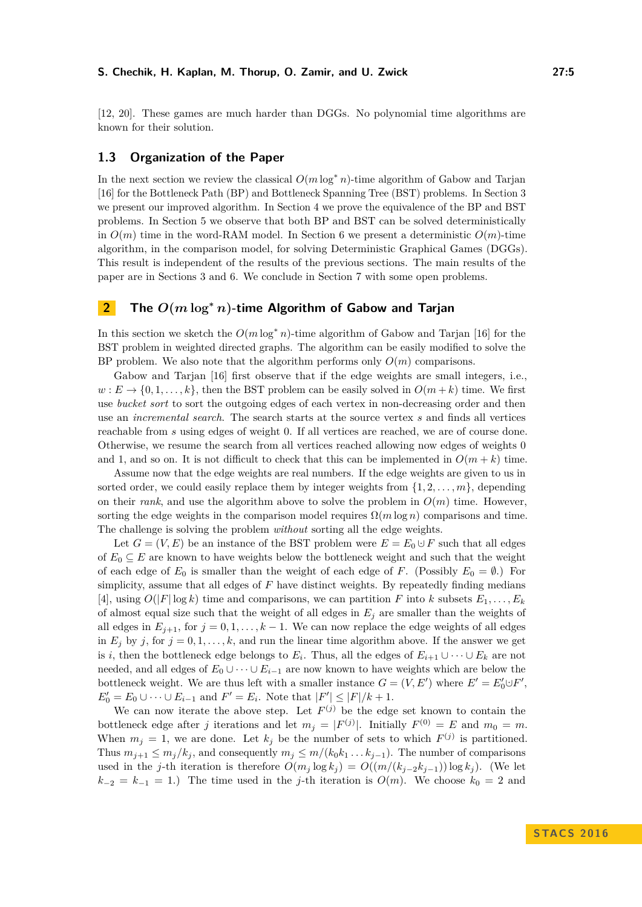[12, 20]. These games are much harder than DGGs. No polynomial time algorithms are known for their solution.

### 1.3 Organization of the Paper

In the next section we review the classical $O(m \log^* n)$-time algorithm of Gabow and Tarjan [16] for the Bottleneck Path (BP) and Bottleneck Spanning Tree (BST) problems. In Section 3 we present our improved algorithm. In Section 4 we prove the equivalence of the BP and BST problems. In Section 5 we observe that both BP and BST can be solved deterministically in $O(m)$ time in the word-RAM model. In Section 6 we present a deterministic $O(m)$-time algorithm, in the comparison model, for solving Deterministic Graphical Games (DGGs). This result is independent of the results of the previous sections. The main results of the paper are in Sections 3 and 6. We conclude in Section 7 with some open problems.

## 2 The $O(m \log^* n)$-time Algorithm of Gabow and Tarjan

In this section we sketch the $O(m \log^* n)$-time algorithm of Gabow and Tarjan [16] for the BST problem in weighted directed graphs. The algorithm can be easily modified to solve the BP problem. We also note that the algorithm performs only $O(m)$ comparisons.

Gabow and Tarjan [16] first observe that if the edge weights are small integers, i.e., $w : E \to \{0, 1, \ldots, k\}$, then the BST problem can be easily solved in $O(m + k)$ time. We first use *bucket sort* to sort the outgoing edges of each vertex in non-decreasing order and then use an *incremental search*. The search starts at the source vertex $s$ and finds all vertices reachable from $s$ using edges of weight 0. If all vertices are reached, we are of course done. Otherwise, we resume the search from all vertices reached allowing now edges of weights 0 and 1, and so on. It is not difficult to check that this can be implemented in $O(m + k)$ time.

Assume now that the edge weights are real numbers. If the edge weights are given to us in sorted order, we could easily replace them by integer weights from $\{1, 2, \ldots, m\}$, depending on their *rank*, and use the algorithm above to solve the problem in $O(m)$ time. However, sorting the edge weights in the comparison model requires $\Omega(m \log n)$ comparisons and time. The challenge is solving the problem *without* sorting all the edge weights.

Let $G = (V, E)$ be an instance of the BST problem were $E = E_0 \cup F$ such that all edges of $E_0 \subseteq E$ are known to have weights below the bottleneck weight and such that the weight of each edge of $E_0$ is smaller than the weight of each edge of $F$. (Possibly $E_0 = \emptyset$.) For simplicity, assume that all edges of $F$ have distinct weights. By repeatedly finding medians [4], using $O(|F| \log k)$ time and comparisons, we can partition $F$ into $k$ subsets $E_1, \ldots, E_k$ of almost equal size such that the weight of all edges in $E_j$ are smaller than the weights of all edges in $E_{j+1}$, for $j = 0, 1, \ldots, k - 1$. We can now replace the edge weights of all edges in $E_j$ by $j$, for $j = 0, 1, \ldots, k$, and run the linear time algorithm above. If the answer we get is $i$, then the bottleneck edge belongs to $E_i$. Thus, all the edges of $E_{i+1} \cup \cdots \cup E_k$ are not needed, and all edges of $E_0 \cup \cdots \cup E_{i-1}$ are now known to have weights which are below the bottleneck weight. We are thus left with a smaller instance $G = (V, E')$ where $E' = E'_0 \cup F'$, $E'_0 = E_0 \cup \cdots \cup E_{i-1}$ and $F' = E_i$. Note that $|F'| \leq |F|/k + 1$.

We can now iterate the above step. Let $F^{(j)}$ be the edge set known to contain the bottleneck edge after $j$ iterations and let $m_j = |F^{(j)}|$. Initially $F^{(0)} = E$ and $m_0 = m$. When $m_j = 1$, we are done. Let $k_j$ be the number of sets to which $F^{(j)}$ is partitioned. Thus $m_{j+1} \leq m_j/k_j$, and consequently $m_j \leq m/(k_0 k_1 \ldots k_{j-1})$. The number of comparisons used in the $j$-th iteration is therefore $O(m_j \log k_j) = O((m/(k_{j-2} k_{j-1})) \log k_j)$. (We let $k_{-2} = k_{-1} = 1$.) The time used in the $j$-th iteration is $O(m)$. We choose $k_0 = 2$ and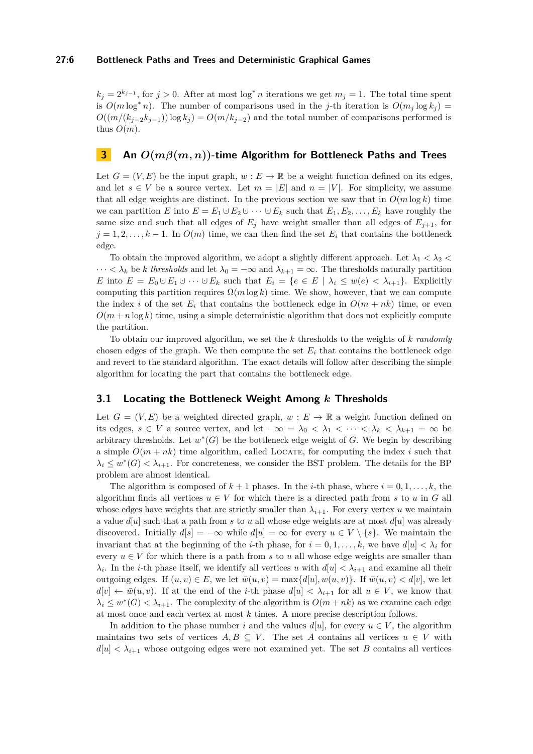$k_j = 2^{k_{j-1}}$, for $j > 0$. After at most $\log^* n$ iterations we get $m_j = 1$. The total time spent is $O(m \log^* n)$. The number of comparisons used in the $j$-th iteration is $O(m_j \log k_j) = O((m/(k_{j-2}k_{j-1})) \log k_j) = O(m/k_{j-2})$ and the total number of comparisons performed is thus $O(m)$.

## 3 An $O(m\beta(m,n))$-time Algorithm for Bottleneck Paths and Trees

Let $G = (V, E)$ be the input graph, $w : E \to \mathbb{R}$ be a weight function defined on its edges, and let $s \in V$ be a source vertex. Let $m = |E|$ and $n = |V|$. For simplicity, we assume that all edge weights are distinct. In the previous section we saw that in $O(m \log k)$ time we can partition $E$ into $E = E_1 \uplus E_2 \uplus \cdots \uplus E_k$ such that $E_1, E_2, \ldots, E_k$ have roughly the same size and such that all edges of $E_j$ have weight smaller than all edges of $E_{j+1}$, for $j = 1, 2, \ldots, k-1$. In $O(m)$ time, we can then find the set $E_i$ that contains the bottleneck edge.

To obtain the improved algorithm, we adopt a slightly different approach. Let $\lambda_1 < \lambda_2 < \cdots < \lambda_k$ be $k$ *thresholds* and let $\lambda_0 = -\infty$ and $\lambda_{k+1} = \infty$. The thresholds naturally partition $E$ into $E = E_0 \uplus E_1 \uplus \cdots \uplus E_k$ such that $E_i = \{e \in E \mid \lambda_i \le w(e) < \lambda_{i+1}\}$. Explicitly computing this partition requires $\Omega(m \log k)$ time. We show, however, that we can compute the index $i$ of the set $E_i$ that contains the bottleneck edge in $O(m + nk)$ time, or even $O(m + n \log k)$ time, using a simple deterministic algorithm that does not explicitly compute the partition.

To obtain our improved algorithm, we set the $k$ thresholds to the weights of $k$ *randomly* chosen edges of the graph. We then compute the set $E_i$ that contains the bottleneck edge and revert to the standard algorithm. The exact details will follow after describing the simple algorithm for locating the part that contains the bottleneck edge.

### 3.1 Locating the Bottleneck Weight Among $k$ Thresholds

Let $G = (V, E)$ be a weighted directed graph, $w : E \to \mathbb{R}$ a weight function defined on its edges, $s \in V$ a source vertex, and let $-\infty = \lambda_0 < \lambda_1 < \cdots < \lambda_k < \lambda_{k+1} = \infty$ be arbitrary thresholds. Let $w^*(G)$ be the bottleneck edge weight of $G$. We begin by describing a simple $O(m + nk)$ time algorithm, called Locate, for computing the index $i$ such that $\lambda_i \le w^*(G) < \lambda_{i+1}$. For concreteness, we consider the BST problem. The details for the BP problem are almost identical.

The algorithm is composed of $k+1$ phases. In the $i$-th phase, where $i = 0, 1, \ldots, k$, the algorithm finds all vertices $u \in V$ for which there is a directed path from $s$ to $u$ in $G$ all whose edges have weights that are strictly smaller than $\lambda_{i+1}$. For every vertex $u$ we maintain a value $d[u]$ such that a path from $s$ to $u$ all whose edge weights are at most $d[u]$ was already discovered. Initially $d[s] = -\infty$ while $d[u] = \infty$ for every $u \in V \setminus \{s\}$. We maintain the invariant that at the beginning of the $i$-th phase, for $i = 0, 1, \ldots, k$, we have $d[u] < \lambda_i$ for every $u \in V$ for which there is a path from $s$ to $u$ all whose edge weights are smaller than $\lambda_i$. In the $i$-th phase itself, we identify all vertices $u$ with $d[u] < \lambda_{i+1}$ and examine all their outgoing edges. If $(u, v) \in E$, we let $\bar{w}(u, v) = \max\{d[u], w(u, v)\}$. If $\bar{w}(u, v) < d[v]$, we let $d[v] \leftarrow \bar{w}(u, v)$. If at the end of the $i$-th phase $d[u] < \lambda_{i+1}$ for all $u \in V$, we know that $\lambda_i \le w^*(G) < \lambda_{i+1}$. The complexity of the algorithm is $O(m + nk)$ as we examine each edge at most once and each vertex at most $k$ times. A more precise description follows.

In addition to the phase number $i$ and the values $d[u]$, for every $u \in V$, the algorithm maintains two sets of vertices $A, B \subseteq V$. The set $A$ contains all vertices $u \in V$ with $d[u] < \lambda_{i+1}$ whose outgoing edges were not examined yet. The set $B$ contains all vertices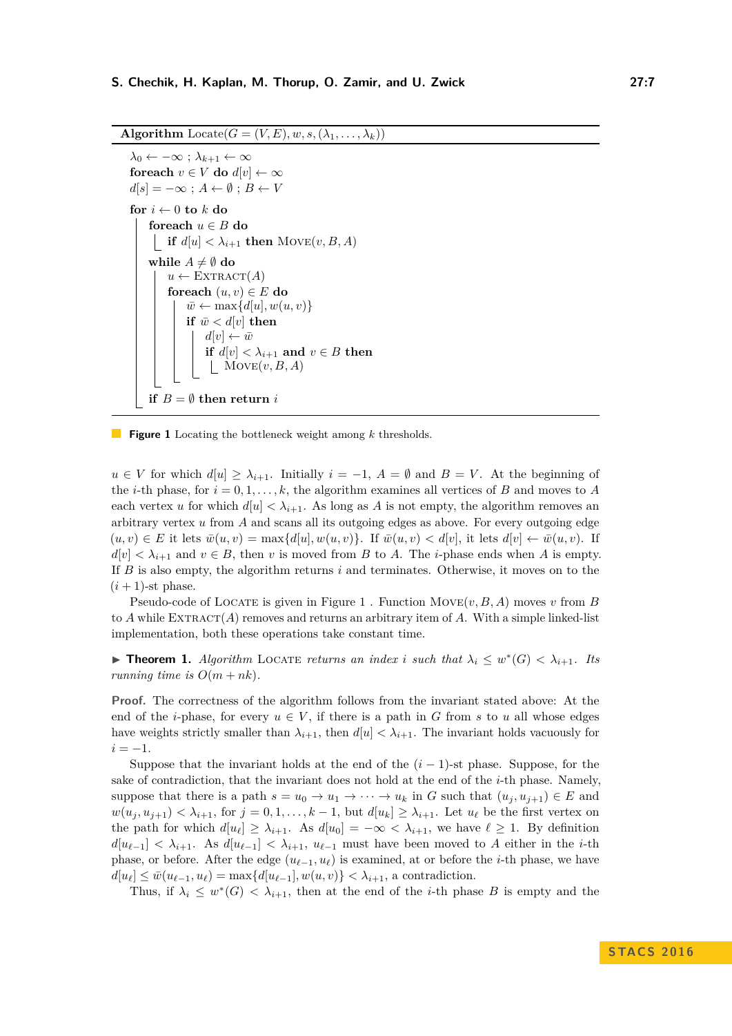**Algorithm** Locate($G = (V, E), w, s, (\lambda_1, \ldots, \lambda_k)$)

```
λ_0 ← −∞ ; λ_{k+1} ← ∞
foreach v ∈ V do d[v] ← ∞
d[s] = −∞ ; A ← ∅ ; B ← V

for i ← 0 to k do
    foreach u ∈ B do
        if d[u] < λ_{i+1} then Move(v, B, A)

    while A ≠ ∅ do
        u ← Extract(A)
        foreach (u, v) ∈ E do
            w̄ ← max{d[u], w(u, v)}
            if w̄ < d[v] then
                d[v] ← w̄
                if d[v] < λ_{i+1} and v ∈ B then
                    Move(v, B, A)

    if B = ∅ then return i
```

**Figure 1** Locating the bottleneck weight among $k$ thresholds.

$u \in V$ for which $d[u] \geq \lambda_{i+1}$. Initially $i = -1$, $A = \emptyset$ and $B = V$. At the beginning of the $i$-th phase, for $i = 0, 1, \ldots, k$, the algorithm examines all vertices of $B$ and moves to $A$ each vertex $u$ for which $d[u] < \lambda_{i+1}$. As long as $A$ is not empty, the algorithm removes an arbitrary vertex $u$ from $A$ and scans all its outgoing edges as above. For every outgoing edge $(u, v) \in E$ it lets $\bar{w}(u, v) = \max\{d[u], w(u, v)\}$. If $\bar{w}(u, v) < d[v]$, it lets $d[v] \leftarrow \bar{w}(u, v)$. If $d[v] < \lambda_{i+1}$ and $v \in B$, then $v$ is moved from $B$ to $A$. The $i$-phase ends when $A$ is empty. If $B$ is also empty, the algorithm returns $i$ and terminates. Otherwise, it moves on to the $(i + 1)$-st phase.

Pseudo-code of Locate is given in Figure 1 . Function Move$(v, B, A)$ moves $v$ from $B$ to $A$ while Extract$(A)$ removes and returns an arbitrary item of $A$. With a simple linked-list implementation, both these operations take constant time.

▶ **Theorem 1.** *Algorithm* Locate *returns an index $i$ such that $\lambda_i \leq w^*(G) < \lambda_{i+1}$. Its running time is $O(m + nk)$.*

**Proof.** The correctness of the algorithm follows from the invariant stated above: At the end of the $i$-phase, for every $u \in V$, if there is a path in $G$ from $s$ to $u$ all whose edges have weights strictly smaller than $\lambda_{i+1}$, then $d[u] < \lambda_{i+1}$. The invariant holds vacuously for $i = -1$.

Suppose that the invariant holds at the end of the $(i - 1)$-st phase. Suppose, for the sake of contradiction, that the invariant does not hold at the end of the $i$-th phase. Namely, suppose that there is a path $s = u_0 \to u_1 \to \cdots \to u_k$ in $G$ such that $(u_j, u_{j+1}) \in E$ and $w(u_j, u_{j+1}) < \lambda_{i+1}$, for $j = 0, 1, \ldots, k - 1$, but $d[u_k] \geq \lambda_{i+1}$. Let $u_\ell$ be the first vertex on the path for which $d[u_\ell] \geq \lambda_{i+1}$. As $d[u_0] = -\infty < \lambda_{i+1}$, we have $\ell \geq 1$. By definition $d[u_{\ell-1}] < \lambda_{i+1}$. As $d[u_{\ell-1}] < \lambda_{i+1}$, $u_{\ell-1}$ must have been moved to $A$ either in the $i$-th phase, or before. After the edge $(u_{\ell-1}, u_\ell)$ is examined, at or before the $i$-th phase, we have $d[u_\ell] \leq \bar{w}(u_{\ell-1}, u_\ell) = \max\{d[u_{\ell-1}], w(u, v)\} < \lambda_{i+1}$, a contradiction.

Thus, if $\lambda_i \leq w^*(G) < \lambda_{i+1}$, then at the end of the $i$-th phase $B$ is empty and the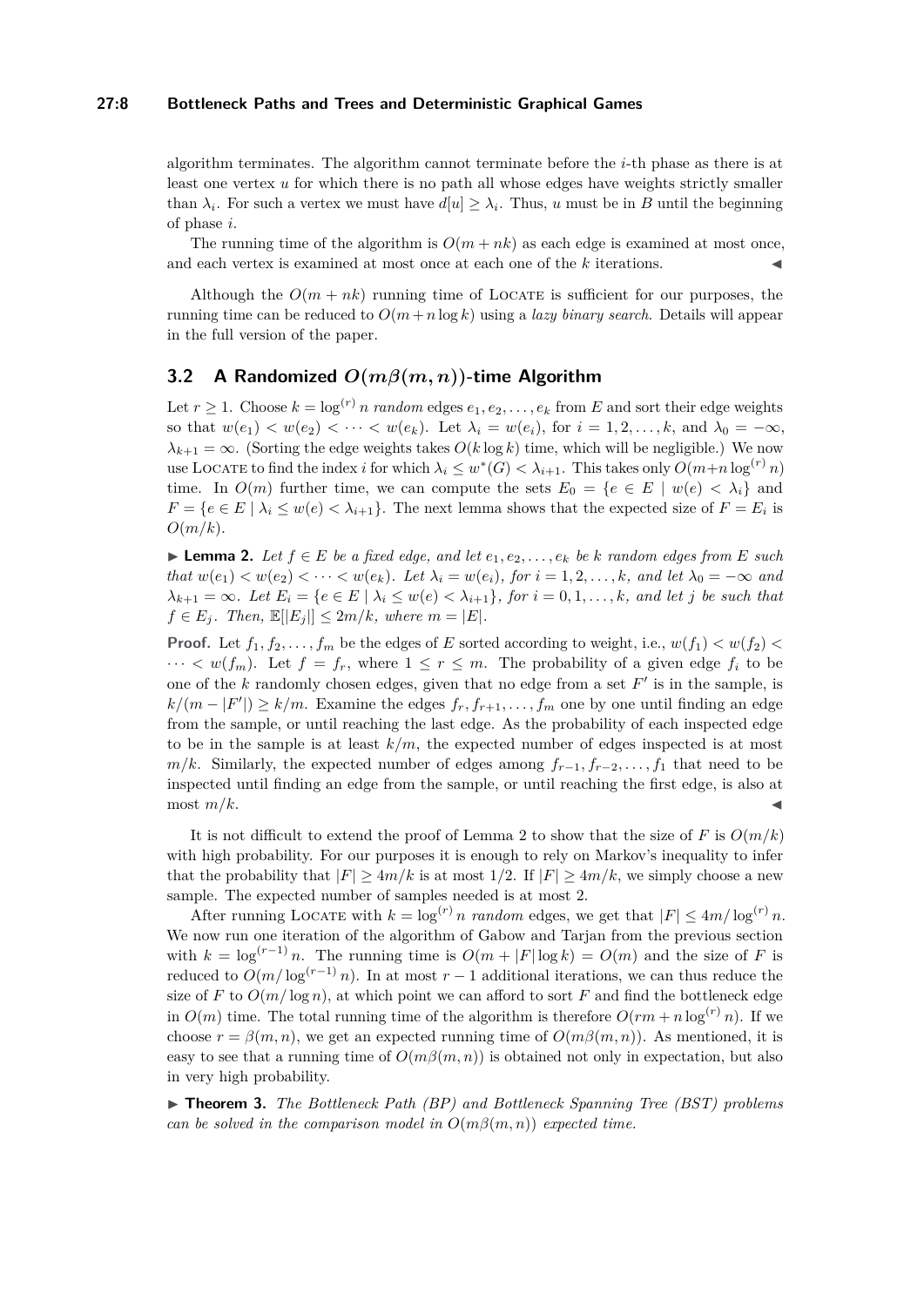algorithm terminates. The algorithm cannot terminate before the $i$-th phase as there is at least one vertex $u$ for which there is no path all whose edges have weights strictly smaller than $\lambda_i$. For such a vertex we must have $d[u] \geq \lambda_i$. Thus, $u$ must be in $B$ until the beginning of phase $i$.

The running time of the algorithm is $O(m + nk)$ as each edge is examined at most once, and each vertex is examined at most once at each one of the $k$ iterations. ◀

Although the $O(m + nk)$ running time of Locate is sufficient for our purposes, the running time can be reduced to $O(m + n \log k)$ using a *lazy binary search*. Details will appear in the full version of the paper.

## 3.2 A Randomized $O(m\beta(m, n))$-time Algorithm

Let $r \geq 1$. Choose $k = \log^{(r)} n$ *random* edges $e_1, e_2, \ldots, e_k$ from $E$ and sort their edge weights so that $w(e_1) < w(e_2) < \cdots < w(e_k)$. Let $\lambda_i = w(e_i)$, for $i = 1, 2, \ldots, k$, and $\lambda_0 = -\infty$, $\lambda_{k+1} = \infty$. (Sorting the edge weights takes $O(k \log k)$ time, which will be negligible.) We now use Locate to find the index $i$ for which $\lambda_i \leq w^*(G) < \lambda_{i+1}$. This takes only $O(m + n \log^{(r)} n)$ time. In $O(m)$ further time, we can compute the sets $E_0 = \{e \in E \mid w(e) < \lambda_i\}$ and $F = \{e \in E \mid \lambda_i \leq w(e) < \lambda_{i+1}\}$. The next lemma shows that the expected size of $F = E_i$ is $O(m/k)$.

▶ **Lemma 2.** *Let $f \in E$ be a fixed edge, and let $e_1, e_2, \ldots, e_k$ be $k$ random edges from $E$ such that $w(e_1) < w(e_2) < \cdots < w(e_k)$. Let $\lambda_i = w(e_i)$, for $i = 1, 2, \ldots, k$, and let $\lambda_0 = -\infty$ and $\lambda_{k+1} = \infty$. Let $E_i = \{e \in E \mid \lambda_i \leq w(e) < \lambda_{i+1}\}$, for $i = 0, 1, \ldots, k$, and let $j$ be such that $f \in E_j$. Then, $\mathbb{E}[|E_j|] \leq 2m/k$, where $m = |E|$.*

**Proof.** Let $f_1, f_2, \ldots, f_m$ be the edges of $E$ sorted according to weight, i.e., $w(f_1) < w(f_2) < \cdots < w(f_m)$. Let $f = f_r$, where $1 \leq r \leq m$. The probability of a given edge $f_i$ to be one of the $k$ randomly chosen edges, given that no edge from a set $F'$ is in the sample, is $k/(m - |F'|) \geq k/m$. Examine the edges $f_r, f_{r+1}, \ldots, f_m$ one by one until finding an edge from the sample, or until reaching the last edge. As the probability of each inspected edge to be in the sample is at least $k/m$, the expected number of edges inspected is at most $m/k$. Similarly, the expected number of edges among $f_{r-1}, f_{r-2}, \ldots, f_1$ that need to be inspected until finding an edge from the sample, or until reaching the first edge, is also at most $m/k$. ◀

It is not difficult to extend the proof of Lemma 2 to show that the size of $F$ is $O(m/k)$ with high probability. For our purposes it is enough to rely on Markov's inequality to infer that the probability that $|F| \geq 4m/k$ is at most $1/2$. If $|F| \geq 4m/k$, we simply choose a new sample. The expected number of samples needed is at most 2.

After running Locate with $k = \log^{(r)} n$ *random* edges, we get that $|F| \leq 4m/\log^{(r)} n$. We now run one iteration of the algorithm of Gabow and Tarjan from the previous section with $k = \log^{(r-1)} n$. The running time is $O(m + |F| \log k) = O(m)$ and the size of $F$ is reduced to $O(m/\log^{(r-1)} n)$. In at most $r - 1$ additional iterations, we can thus reduce the size of $F$ to $O(m/\log n)$, at which point we can afford to sort $F$ and find the bottleneck edge in $O(m)$ time. The total running time of the algorithm is therefore $O(rm + n \log^{(r)} n)$. If we choose $r = \beta(m, n)$, we get an expected running time of $O(m\beta(m, n))$. As mentioned, it is easy to see that a running time of $O(m\beta(m, n))$ is obtained not only in expectation, but also in very high probability.

▶ **Theorem 3.** *The Bottleneck Path (BP) and Bottleneck Spanning Tree (BST) problems can be solved in the comparison model in $O(m\beta(m, n))$ expected time.*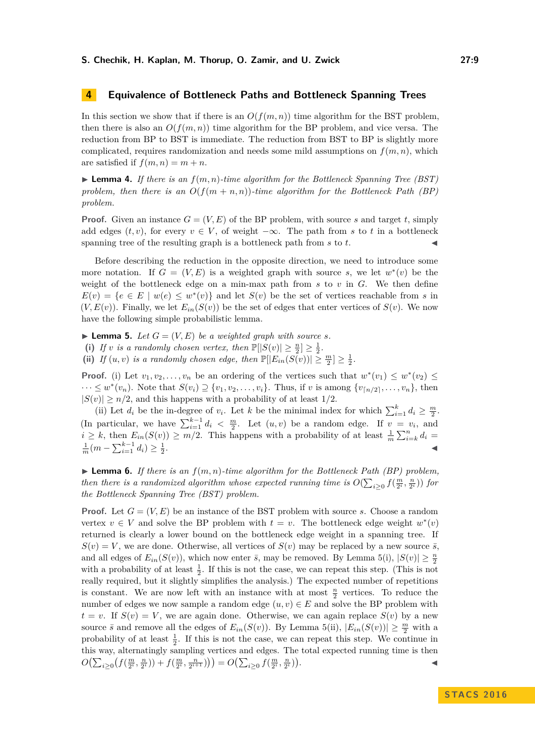## 4 Equivalence of Bottleneck Paths and Bottleneck Spanning Trees

In this section we show that if there is an $O(f(m,n))$ time algorithm for the BST problem, then there is also an $O(f(m,n))$ time algorithm for the BP problem, and vice versa. The reduction from BP to BST is immediate. The reduction from BST to BP is slightly more complicated, requires randomization and needs some mild assumptions on $f(m,n)$, which are satisfied if $f(m,n) = m + n$.

▶ **Lemma 4.** *If there is an $f(m,n)$-time algorithm for the Bottleneck Spanning Tree (BST) problem, then there is an $O(f(m+n,n))$-time algorithm for the Bottleneck Path (BP) problem.*

**Proof.** Given an instance $G = (V,E)$ of the BP problem, with source $s$ and target $t$, simply add edges $(t,v)$, for every $v \in V$, of weight $-\infty$. The path from $s$ to $t$ in a bottleneck spanning tree of the resulting graph is a bottleneck path from $s$ to $t$. ◀

Before describing the reduction in the opposite direction, we need to introduce some more notation. If $G = (V,E)$ is a weighted graph with source $s$, we let $w^*(v)$ be the weight of the bottleneck edge on a min-max path from $s$ to $v$ in $G$. We then define $E(v) = \{e \in E \mid w(e) \le w^*(v)\}$ and let $S(v)$ be the set of vertices reachable from $s$ in $(V, E(v))$. Finally, we let $E_{in}(S(v))$ be the set of edges that enter vertices of $S(v)$. We now have the following simple probabilistic lemma.

▶ **Lemma 5.** *Let $G = (V,E)$ be a weighted graph with source $s$.*
**(i)** *If $v$ is a randomly chosen vertex, then $\mathbb{P}[|S(v)| \ge \frac{n}{2}] \ge \frac{1}{2}$.*
**(ii)** *If $(u,v)$ is a randomly chosen edge, then $\mathbb{P}[|E_{in}(S(v))| \ge \frac{m}{2}] \ge \frac{1}{2}$.*

**Proof.** (i) Let $v_1, v_2, \ldots, v_n$ be an ordering of the vertices such that $w^*(v_1) \le w^*(v_2) \le \cdots \le w^*(v_n)$. Note that $S(v_i) \supseteq \{v_1, v_2, \ldots, v_i\}$. Thus, if $v$ is among $\{v_{\lceil n/2 \rceil}, \ldots, v_n\}$, then $|S(v)| \ge n/2$, and this happens with a probability of at least $1/2$.

(ii) Let $d_i$ be the in-degree of $v_i$. Let $k$ be the minimal index for which $\sum_{i=1}^{k} d_i \ge \frac{m}{2}$. (In particular, we have $\sum_{i=1}^{k-1} d_i < \frac{m}{2}$. Let $(u,v)$ be a random edge. If $v = v_i$, and $i \ge k$, then $E_{in}(S(v)) \ge m/2$. This happens with a probability of at least $\frac{1}{m}\sum_{i=k}^{n} d_i = \frac{1}{m}(m - \sum_{i=1}^{k-1} d_i) \ge \frac{1}{2}$. ◀

▶ **Lemma 6.** *If there is an $f(m,n)$-time algorithm for the Bottleneck Path (BP) problem, then there is a randomized algorithm whose expected running time is $O(\sum_{i \ge 0} f(\frac{m}{2^i}, \frac{n}{2^i}))$ for the Bottleneck Spanning Tree (BST) problem.*

**Proof.** Let $G = (V,E)$ be an instance of the BST problem with source $s$. Choose a random vertex $v \in V$ and solve the BP problem with $t = v$. The bottleneck edge weight $w^*(v)$ returned is clearly a lower bound on the bottleneck edge weight in a spanning tree. If $S(v) = V$, we are done. Otherwise, all vertices of $S(v)$ may be replaced by a new source $\bar{s}$, and all edges of $E_{in}(S(v))$, which now enter $\bar{s}$, may be removed. By Lemma 5(i), $|S(v)| \ge \frac{n}{2}$ with a probability of at least $\frac{1}{2}$. If this is not the case, we can repeat this step. (This is not really required, but it slightly simplifies the analysis.) The expected number of repetitions is constant. We are now left with an instance with at most $\frac{n}{2}$ vertices. To reduce the number of edges we now sample a random edge $(u,v) \in E$ and solve the BP problem with $t = v$. If $S(v) = V$, we are again done. Otherwise, we can again replace $S(v)$ by a new source $\bar{s}$ and remove all the edges of $E_{in}(S(v))$. By Lemma 5(ii), $|E_{in}(S(v))| \ge \frac{m}{2}$ with a probability of at least $\frac{1}{2}$. If this is not the case, we can repeat this step. We continue in this way, alternatingly sampling vertices and edges. The total expected running time is then $O(\sum_{i \ge 0}(f(\frac{m}{2^i}, \frac{n}{2^i})) + f(\frac{m}{2^i}, \frac{n}{2^{i+1}}))) = O(\sum_{i \ge 0} f(\frac{m}{2^i}, \frac{n}{2^i}))$. ◀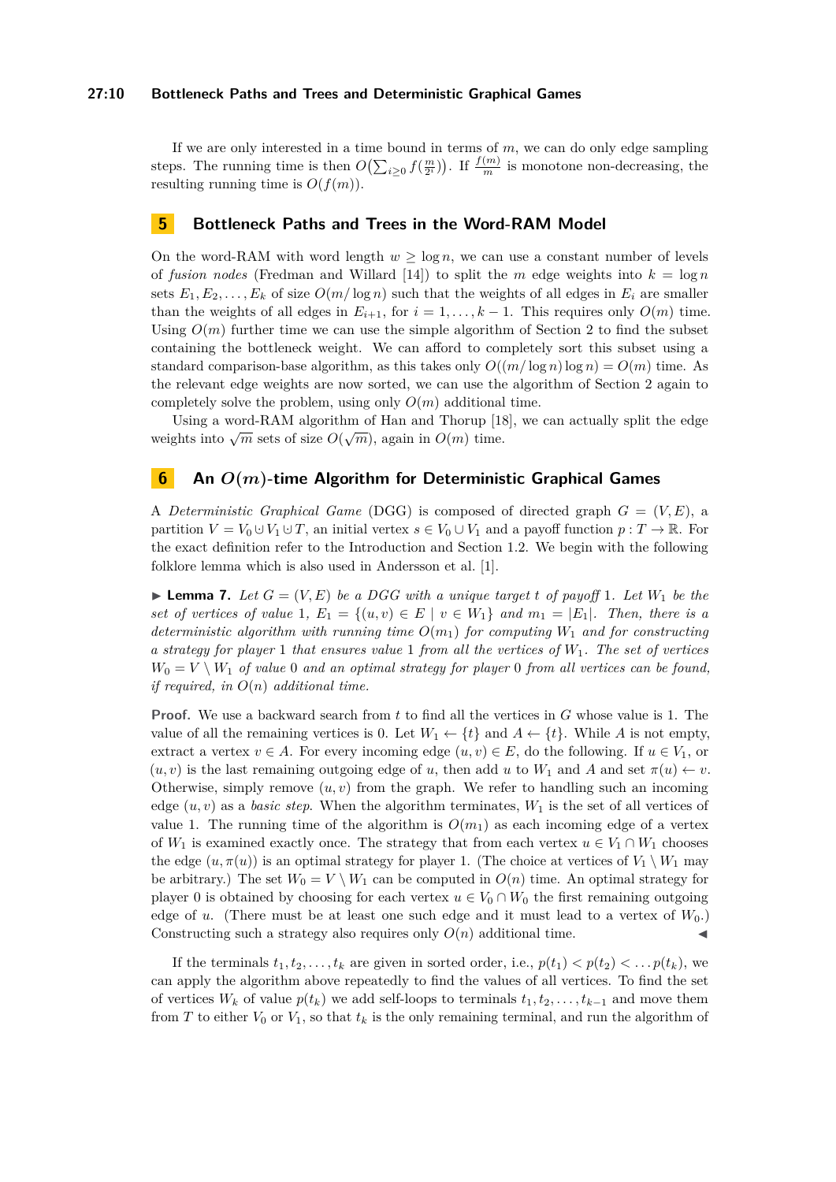If we are only interested in a time bound in terms of $m$, we can do only edge sampling steps. The running time is then $O\big(\sum_{i\geq 0} f(\frac{m}{2^i})\big)$. If $\frac{f(m)}{m}$ is monotone non-decreasing, the resulting running time is $O(f(m))$.

## 5 Bottleneck Paths and Trees in the Word-RAM Model

On the word-RAM with word length $w \geq \log n$, we can use a constant number of levels of *fusion nodes* (Fredman and Willard [14]) to split the $m$ edge weights into $k = \log n$ sets $E_1, E_2, \ldots, E_k$ of size $O(m/\log n)$ such that the weights of all edges in $E_i$ are smaller than the weights of all edges in $E_{i+1}$, for $i = 1, \ldots, k-1$. This requires only $O(m)$ time. Using $O(m)$ further time we can use the simple algorithm of Section 2 to find the subset containing the bottleneck weight. We can afford to completely sort this subset using a standard comparison-base algorithm, as this takes only $O((m/\log n)\log n) = O(m)$ time. As the relevant edge weights are now sorted, we can use the algorithm of Section 2 again to completely solve the problem, using only $O(m)$ additional time.

Using a word-RAM algorithm of Han and Thorup [18], we can actually split the edge weights into $\sqrt{m}$ sets of size $O(\sqrt{m})$, again in $O(m)$ time.

## 6 An $O(m)$-time Algorithm for Deterministic Graphical Games

A *Deterministic Graphical Game* (DGG) is composed of directed graph $G = (V, E)$, a partition $V = V_0 \uplus V_1 \uplus T$, an initial vertex $s \in V_0 \cup V_1$ and a payoff function $p : T \to \mathbb{R}$. For the exact definition refer to the Introduction and Section 1.2. We begin with the following folklore lemma which is also used in Andersson et al. [1].

▶ **Lemma 7.** *Let $G = (V, E)$ be a DGG with a unique target $t$ of payoff 1. Let $W_1$ be the set of vertices of value 1, $E_1 = \{(u, v) \in E \mid v \in W_1\}$ and $m_1 = |E_1|$. Then, there is a deterministic algorithm with running time $O(m_1)$ for computing $W_1$ and for constructing a strategy for player 1 that ensures value 1 from all the vertices of $W_1$. The set of vertices $W_0 = V \setminus W_1$ of value 0 and an optimal strategy for player 0 from all vertices can be found, if required, in $O(n)$ additional time.*

**Proof.** We use a backward search from $t$ to find all the vertices in $G$ whose value is 1. The value of all the remaining vertices is 0. Let $W_1 \leftarrow \{t\}$ and $A \leftarrow \{t\}$. While $A$ is not empty, extract a vertex $v \in A$. For every incoming edge $(u, v) \in E$, do the following. If $u \in V_1$, or $(u, v)$ is the last remaining outgoing edge of $u$, then add $u$ to $W_1$ and $A$ and set $\pi(u) \leftarrow v$. Otherwise, simply remove $(u, v)$ from the graph. We refer to handling such an incoming edge $(u, v)$ as a *basic step*. When the algorithm terminates, $W_1$ is the set of all vertices of value 1. The running time of the algorithm is $O(m_1)$ as each incoming edge of a vertex of $W_1$ is examined exactly once. The strategy that from each vertex $u \in V_1 \cap W_1$ chooses the edge $(u, \pi(u))$ is an optimal strategy for player 1. (The choice at vertices of $V_1 \setminus W_1$ may be arbitrary.) The set $W_0 = V \setminus W_1$ can be computed in $O(n)$ time. An optimal strategy for player 0 is obtained by choosing for each vertex $u \in V_0 \cap W_0$ the first remaining outgoing edge of $u$. (There must be at least one such edge and it must lead to a vertex of $W_0$.) Constructing such a strategy also requires only $O(n)$ additional time. ◀

If the terminals $t_1, t_2, \ldots, t_k$ are given in sorted order, i.e., $p(t_1) < p(t_2) < \ldots p(t_k)$, we can apply the algorithm above repeatedly to find the values of all vertices. To find the set of vertices $W_k$ of value $p(t_k)$ we add self-loops to terminals $t_1, t_2, \ldots, t_{k-1}$ and move them from $T$ to either $V_0$ or $V_1$, so that $t_k$ is the only remaining terminal, and run the algorithm of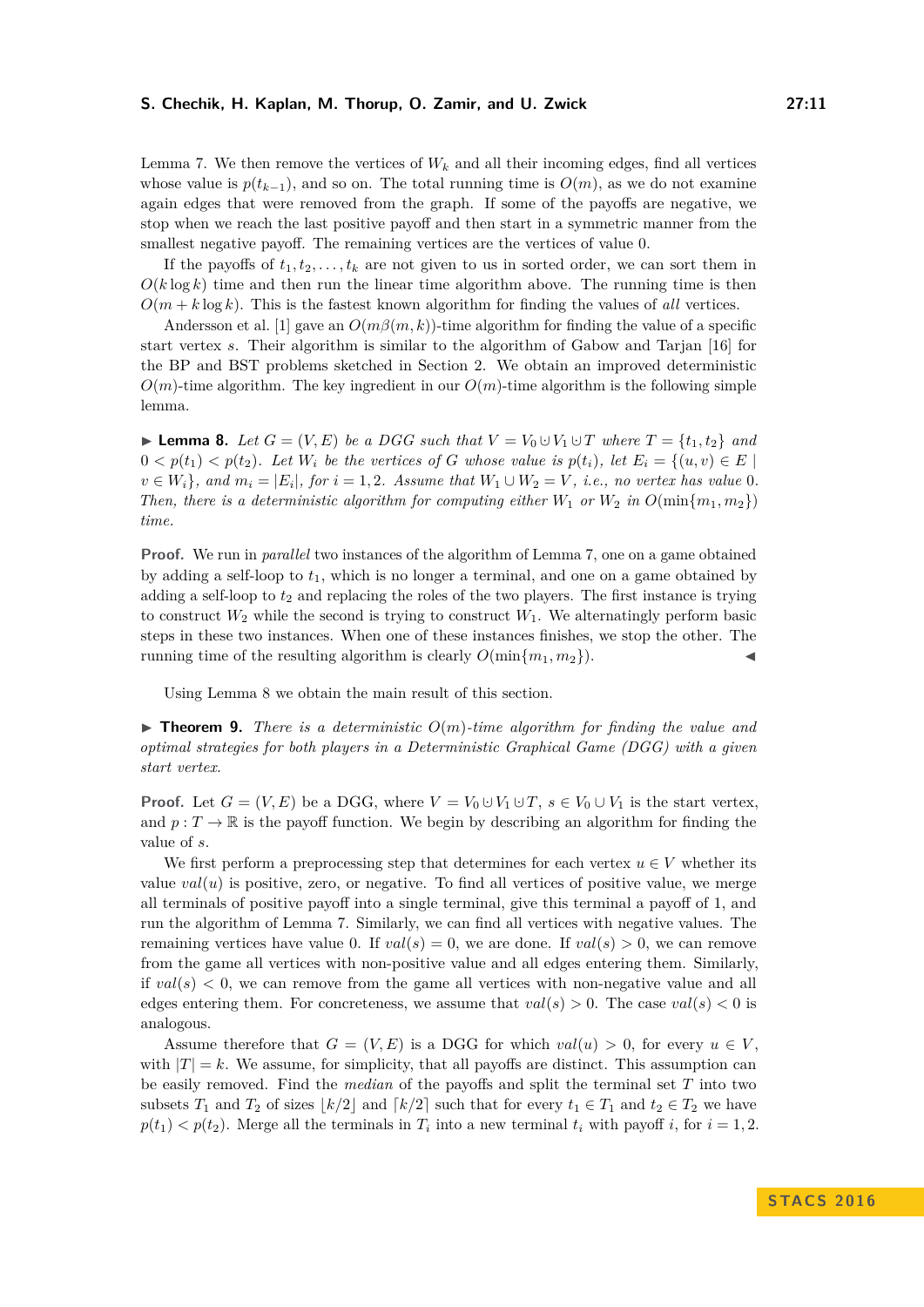Lemma 7. We then remove the vertices of $W_k$ and all their incoming edges, find all vertices whose value is $p(t_{k-1})$, and so on. The total running time is $O(m)$, as we do not examine again edges that were removed from the graph. If some of the payoffs are negative, we stop when we reach the last positive payoff and then start in a symmetric manner from the smallest negative payoff. The remaining vertices are the vertices of value 0.

If the payoffs of $t_1, t_2, \ldots, t_k$ are not given to us in sorted order, we can sort them in $O(k \log k)$ time and then run the linear time algorithm above. The running time is then $O(m + k \log k)$. This is the fastest known algorithm for finding the values of *all* vertices.

Andersson et al. [1] gave an $O(m\beta(m, k))$-time algorithm for finding the value of a specific start vertex $s$. Their algorithm is similar to the algorithm of Gabow and Tarjan [16] for the BP and BST problems sketched in Section 2. We obtain an improved deterministic $O(m)$-time algorithm. The key ingredient in our $O(m)$-time algorithm is the following simple lemma.

▶ **Lemma 8.** *Let $G = (V, E)$ be a DGG such that $V = V_0 \cup V_1 \cup T$ where $T = \{t_1, t_2\}$ and $0 < p(t_1) < p(t_2)$. Let $W_i$ be the vertices of $G$ whose value is $p(t_i)$, let $E_i = \{(u, v) \in E \mid v \in W_i\}$, and $m_i = |E_i|$, for $i = 1, 2$. Assume that $W_1 \cup W_2 = V$, i.e., no vertex has value 0. Then, there is a deterministic algorithm for computing either $W_1$ or $W_2$ in $O(\min\{m_1, m_2\})$ time.*

**Proof.** We run in *parallel* two instances of the algorithm of Lemma 7, one on a game obtained by adding a self-loop to $t_1$, which is no longer a terminal, and one on a game obtained by adding a self-loop to $t_2$ and replacing the roles of the two players. The first instance is trying to construct $W_2$ while the second is trying to construct $W_1$. We alternatingly perform basic steps in these two instances. When one of these instances finishes, we stop the other. The running time of the resulting algorithm is clearly $O(\min\{m_1, m_2\})$. ◀

Using Lemma 8 we obtain the main result of this section.

▶ **Theorem 9.** *There is a deterministic $O(m)$-time algorithm for finding the value and optimal strategies for both players in a Deterministic Graphical Game (DGG) with a given start vertex.*

**Proof.** Let $G = (V, E)$ be a DGG, where $V = V_0 \cup V_1 \cup T$, $s \in V_0 \cup V_1$ is the start vertex, and $p : T \to \mathbb{R}$ is the payoff function. We begin by describing an algorithm for finding the value of $s$.

We first perform a preprocessing step that determines for each vertex $u \in V$ whether its value $val(u)$ is positive, zero, or negative. To find all vertices of positive value, we merge all terminals of positive payoff into a single terminal, give this terminal a payoff of 1, and run the algorithm of Lemma 7. Similarly, we can find all vertices with negative values. The remaining vertices have value 0. If $val(s) = 0$, we are done. If $val(s) > 0$, we can remove from the game all vertices with non-positive value and all edges entering them. Similarly, if $val(s) < 0$, we can remove from the game all vertices with non-negative value and all edges entering them. For concreteness, we assume that $val(s) > 0$. The case $val(s) < 0$ is analogous.

Assume therefore that $G = (V, E)$ is a DGG for which $val(u) > 0$, for every $u \in V$, with $|T| = k$. We assume, for simplicity, that all payoffs are distinct. This assumption can be easily removed. Find the *median* of the payoffs and split the terminal set $T$ into two subsets $T_1$ and $T_2$ of sizes $\lfloor k/2 \rfloor$ and $\lceil k/2 \rceil$ such that for every $t_1 \in T_1$ and $t_2 \in T_2$ we have $p(t_1) < p(t_2)$. Merge all the terminals in $T_i$ into a new terminal $t_i$ with payoff $i$, for $i = 1, 2$.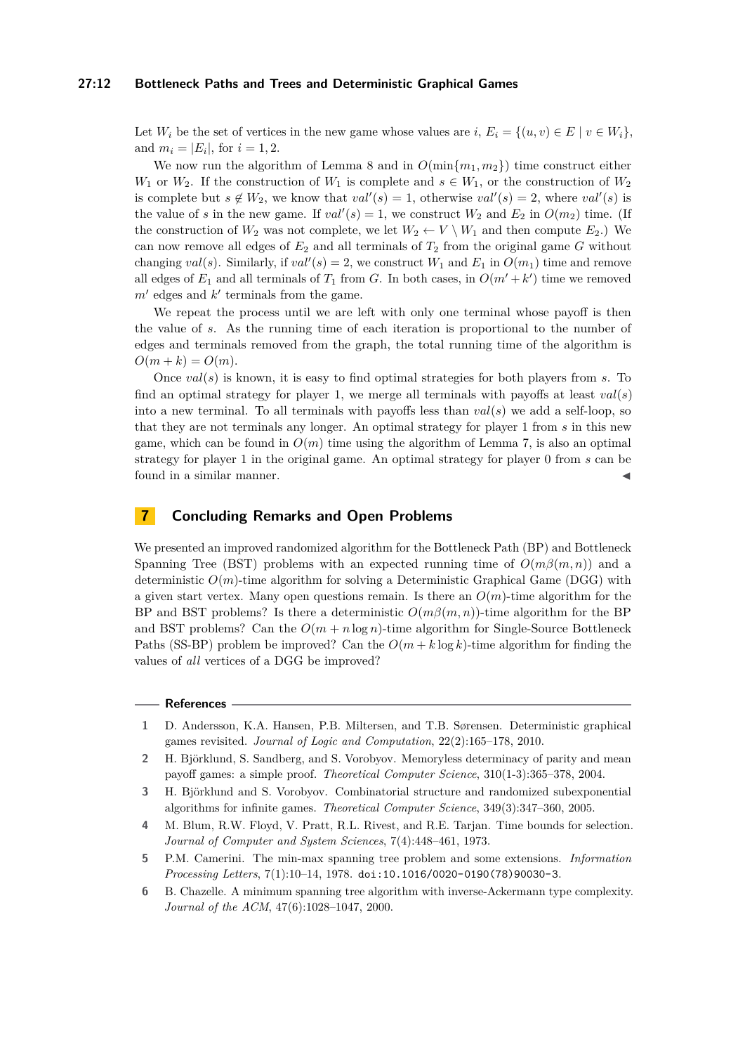Let $W_i$ be the set of vertices in the new game whose values are $i$, $E_i = \{(u, v) \in E \mid v \in W_i\}$, and $m_i = |E_i|$, for $i = 1, 2$.

We now run the algorithm of Lemma 8 and in $O(\min\{m_1, m_2\})$ time construct either $W_1$ or $W_2$. If the construction of $W_1$ is complete and $s \in W_1$, or the construction of $W_2$ is complete but $s \notin W_2$, we know that $val'(s) = 1$, otherwise $val'(s) = 2$, where $val'(s)$ is the value of $s$ in the new game. If $val'(s) = 1$, we construct $W_2$ and $E_2$ in $O(m_2)$ time. (If the construction of $W_2$ was not complete, we let $W_2 \leftarrow V \setminus W_1$ and then compute $E_2$.) We can now remove all edges of $E_2$ and all terminals of $T_2$ from the original game $G$ without changing $val(s)$. Similarly, if $val'(s) = 2$, we construct $W_1$ and $E_1$ in $O(m_1)$ time and remove all edges of $E_1$ and all terminals of $T_1$ from $G$. In both cases, in $O(m' + k')$ time we removed $m'$ edges and $k'$ terminals from the game.

We repeat the process until we are left with only one terminal whose payoff is then the value of $s$. As the running time of each iteration is proportional to the number of edges and terminals removed from the graph, the total running time of the algorithm is $O(m + k) = O(m)$.

Once $val(s)$ is known, it is easy to find optimal strategies for both players from $s$. To find an optimal strategy for player 1, we merge all terminals with payoffs at least $val(s)$ into a new terminal. To all terminals with payoffs less than $val(s)$ we add a self-loop, so that they are not terminals any longer. An optimal strategy for player 1 from $s$ in this new game, which can be found in $O(m)$ time using the algorithm of Lemma 7, is also an optimal strategy for player 1 in the original game. An optimal strategy for player 0 from $s$ can be found in a similar manner. ◀

## 7 Concluding Remarks and Open Problems

We presented an improved randomized algorithm for the Bottleneck Path (BP) and Bottleneck Spanning Tree (BST) problems with an expected running time of $O(m\beta(m, n))$ and a deterministic $O(m)$-time algorithm for solving a Deterministic Graphical Game (DGG) with a given start vertex. Many open questions remain. Is there an $O(m)$-time algorithm for the BP and BST problems? Is there a deterministic $O(m\beta(m, n))$-time algorithm for the BP and BST problems? Can the $O(m + n \log n)$-time algorithm for Single-Source Bottleneck Paths (SS-BP) problem be improved? Can the $O(m + k \log k)$-time algorithm for finding the values of *all* vertices of a DGG be improved?

## References

1. D. Andersson, K.A. Hansen, P.B. Miltersen, and T.B. Sørensen. Deterministic graphical games revisited. *Journal of Logic and Computation*, 22(2):165–178, 2010.
2. H. Björklund, S. Sandberg, and S. Vorobyov. Memoryless determinacy of parity and mean payoff games: a simple proof. *Theoretical Computer Science*, 310(1-3):365–378, 2004.
3. H. Björklund and S. Vorobyov. Combinatorial structure and randomized subexponential algorithms for infinite games. *Theoretical Computer Science*, 349(3):347–360, 2005.
4. M. Blum, R.W. Floyd, V. Pratt, R.L. Rivest, and R.E. Tarjan. Time bounds for selection. *Journal of Computer and System Sciences*, 7(4):448–461, 1973.
5. P.M. Camerini. The min-max spanning tree problem and some extensions. *Information Processing Letters*, 7(1):10–14, 1978. doi:10.1016/0020-0190(78)90030-3.
6. B. Chazelle. A minimum spanning tree algorithm with inverse-Ackermann type complexity. *Journal of the ACM*, 47(6):1028–1047, 2000.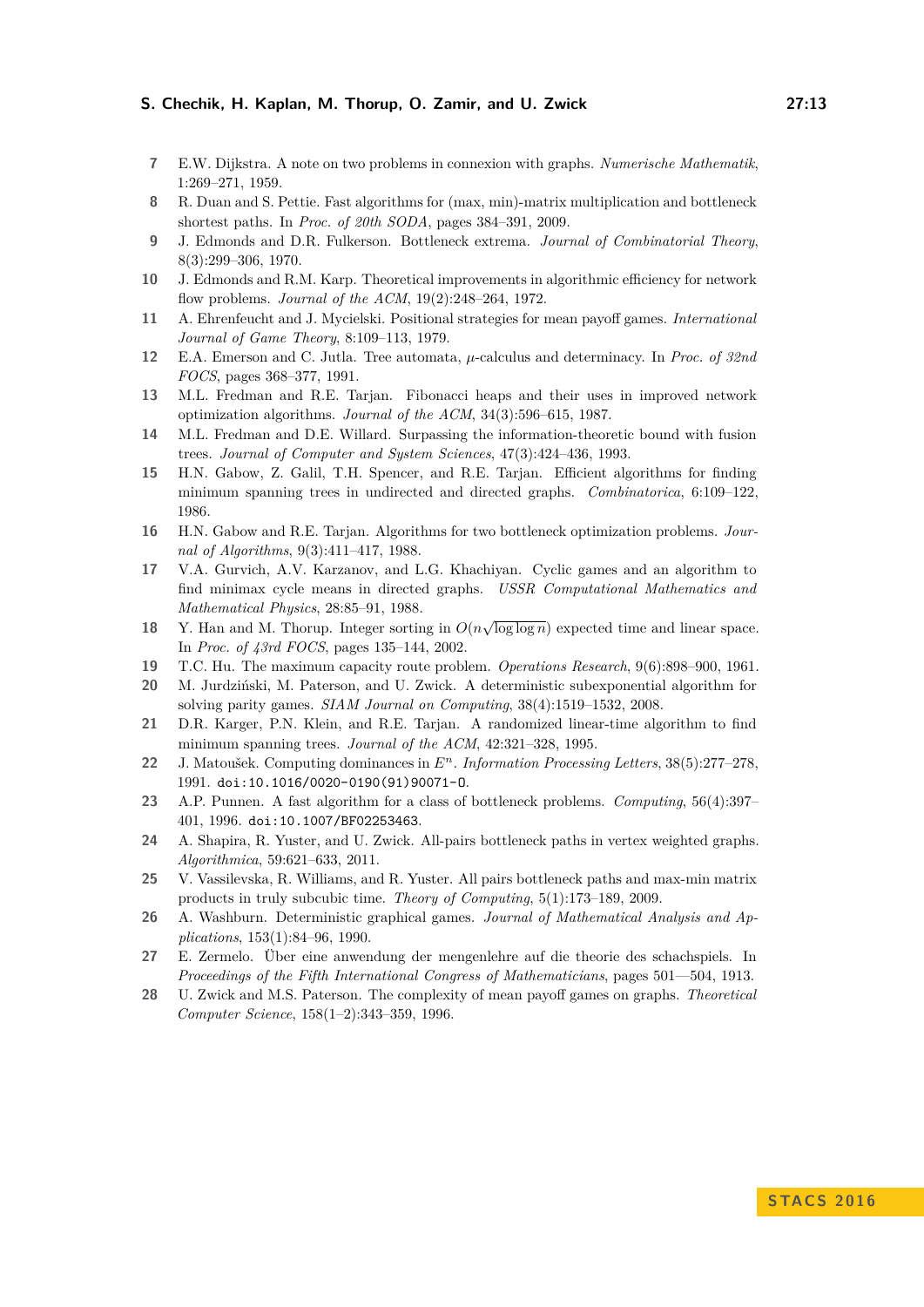7. E.W. Dijkstra. A note on two problems in connexion with graphs. *Numerische Mathematik*, 1:269–271, 1959.
8. R. Duan and S. Pettie. Fast algorithms for (max, min)-matrix multiplication and bottleneck shortest paths. In *Proc. of 20th SODA*, pages 384–391, 2009.
9. J. Edmonds and D.R. Fulkerson. Bottleneck extrema. *Journal of Combinatorial Theory*, 8(3):299–306, 1970.
10. J. Edmonds and R.M. Karp. Theoretical improvements in algorithmic efficiency for network flow problems. *Journal of the ACM*, 19(2):248–264, 1972.
11. A. Ehrenfeucht and J. Mycielski. Positional strategies for mean payoff games. *International Journal of Game Theory*, 8:109–113, 1979.
12. E.A. Emerson and C. Jutla. Tree automata, $\mu$-calculus and determinacy. In *Proc. of 32nd FOCS*, pages 368–377, 1991.
13. M.L. Fredman and R.E. Tarjan. Fibonacci heaps and their uses in improved network optimization algorithms. *Journal of the ACM*, 34(3):596–615, 1987.
14. M.L. Fredman and D.E. Willard. Surpassing the information-theoretic bound with fusion trees. *Journal of Computer and System Sciences*, 47(3):424–436, 1993.
15. H.N. Gabow, Z. Galil, T.H. Spencer, and R.E. Tarjan. Efficient algorithms for finding minimum spanning trees in undirected and directed graphs. *Combinatorica*, 6:109–122, 1986.
16. H.N. Gabow and R.E. Tarjan. Algorithms for two bottleneck optimization problems. *Journal of Algorithms*, 9(3):411–417, 1988.
17. V.A. Gurvich, A.V. Karzanov, and L.G. Khachiyan. Cyclic games and an algorithm to find minimax cycle means in directed graphs. *USSR Computational Mathematics and Mathematical Physics*, 28:85–91, 1988.
18. Y. Han and M. Thorup. Integer sorting in $O(n\sqrt{\log\log n})$ expected time and linear space. In *Proc. of 43rd FOCS*, pages 135–144, 2002.
19. T.C. Hu. The maximum capacity route problem. *Operations Research*, 9(6):898–900, 1961.
20. M. Jurdziński, M. Paterson, and U. Zwick. A deterministic subexponential algorithm for solving parity games. *SIAM Journal on Computing*, 38(4):1519–1532, 2008.
21. D.R. Karger, P.N. Klein, and R.E. Tarjan. A randomized linear-time algorithm to find minimum spanning trees. *Journal of the ACM*, 42:321–328, 1995.
22. J. Matoušek. Computing dominances in $E^n$. *Information Processing Letters*, 38(5):277–278, 1991. doi:10.1016/0020-0190(91)90071-O.
23. A.P. Punnen. A fast algorithm for a class of bottleneck problems. *Computing*, 56(4):397–401, 1996. doi:10.1007/BF02253463.
24. A. Shapira, R. Yuster, and U. Zwick. All-pairs bottleneck paths in vertex weighted graphs. *Algorithmica*, 59:621–633, 2011.
25. V. Vassilevska, R. Williams, and R. Yuster. All pairs bottleneck paths and max-min matrix products in truly subcubic time. *Theory of Computing*, 5(1):173–189, 2009.
26. A. Washburn. Deterministic graphical games. *Journal of Mathematical Analysis and Applications*, 153(1):84–96, 1990.
27. E. Zermelo. Über eine anwendung der mengenlehre auf die theorie des schachspiels. In *Proceedings of the Fifth International Congress of Mathematicians*, pages 501—504, 1913.
28. U. Zwick and M.S. Paterson. The complexity of mean payoff games on graphs. *Theoretical Computer Science*, 158(1–2):343–359, 1996.